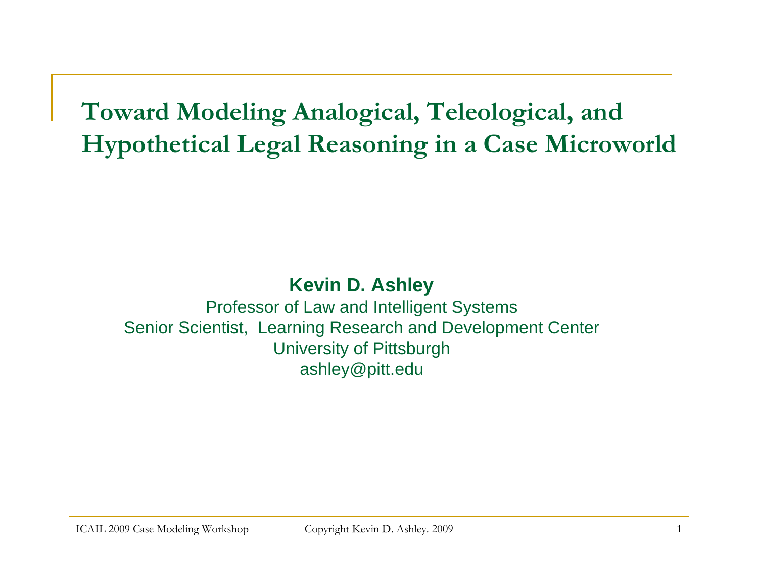# Toward Modeling Analogical, Teleological, and Hypothetical Legal Reasoning in a Case Microworld

**Kevin D. Ashley**

Professor of Law and Intelligent Systems

Senior Scientist, Learning Research and Development Center

University of Pittsburgh

ashley@pitt.edu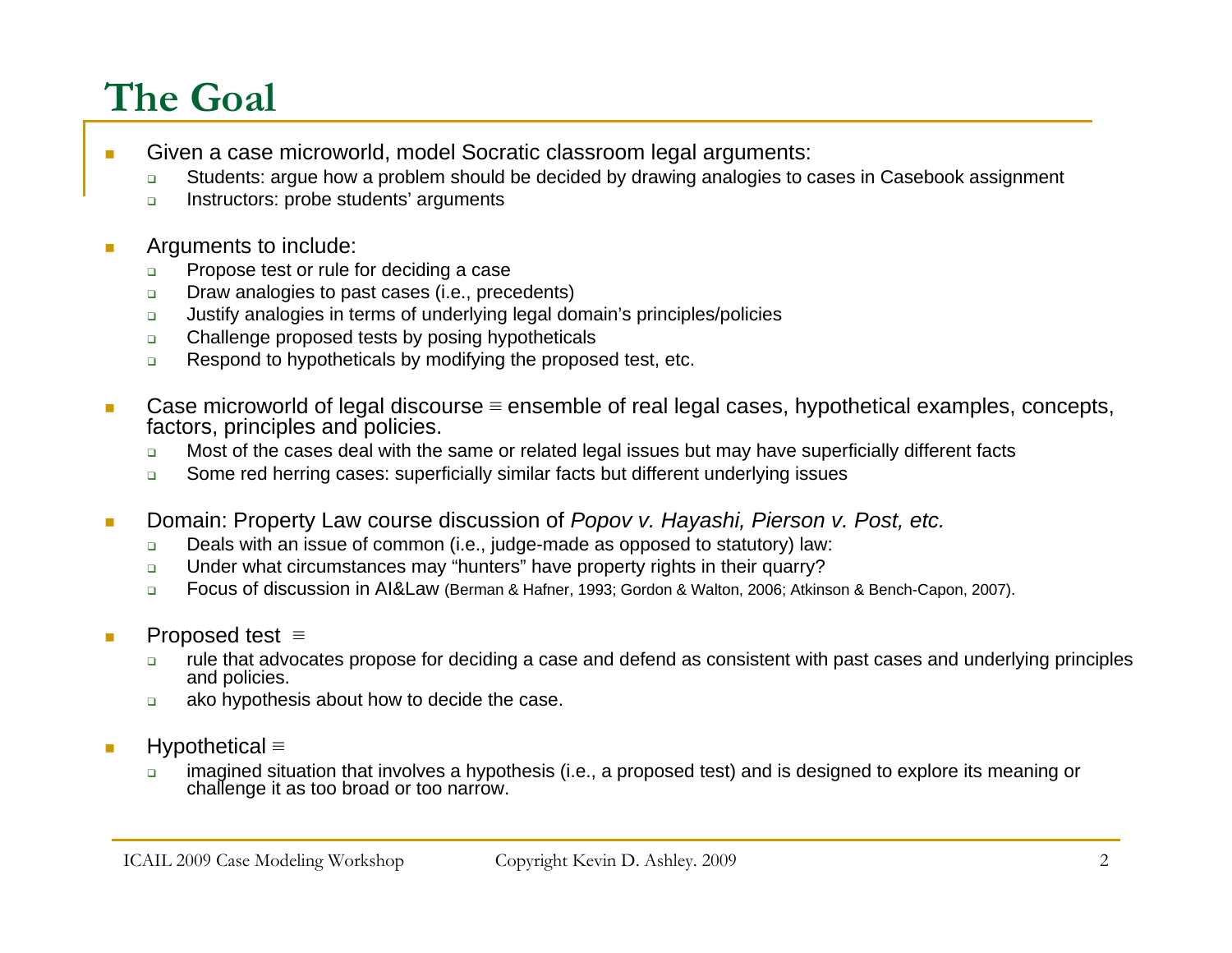# The Goal

- Given a case microworld, model Socratic classroom legal arguments:
  - Students: argue how a problem should be decided by drawing analogies to cases in Casebook assignment
  - Instructors: probe students' arguments

- Arguments to include:
  - Propose test or rule for deciding a case
  - Draw analogies to past cases (i.e., precedents)
  - Justify analogies in terms of underlying legal domain's principles/policies
  - Challenge proposed tests by posing hypotheticals
  - Respond to hypotheticals by modifying the proposed test, etc.

- Case microworld of legal discourse ≡ ensemble of real legal cases, hypothetical examples, concepts, factors, principles and policies.
  - Most of the cases deal with the same or related legal issues but may have superficially different facts
  - Some red herring cases: superficially similar facts but different underlying issues

- Domain: Property Law course discussion of *Popov v. Hayashi, Pierson v. Post, etc.*
  - Deals with an issue of common (i.e., judge-made as opposed to statutory) law:
  - Under what circumstances may "hunters" have property rights in their quarry?
  - Focus of discussion in AI&Law (Berman & Hafner, 1993; Gordon & Walton, 2006; Atkinson & Bench-Capon, 2007).

- Proposed test ≡
  - rule that advocates propose for deciding a case and defend as consistent with past cases and underlying principles and policies.
  - ako hypothesis about how to decide the case.

- Hypothetical ≡
  - imagined situation that involves a hypothesis (i.e., a proposed test) and is designed to explore its meaning or challenge it as too broad or too narrow.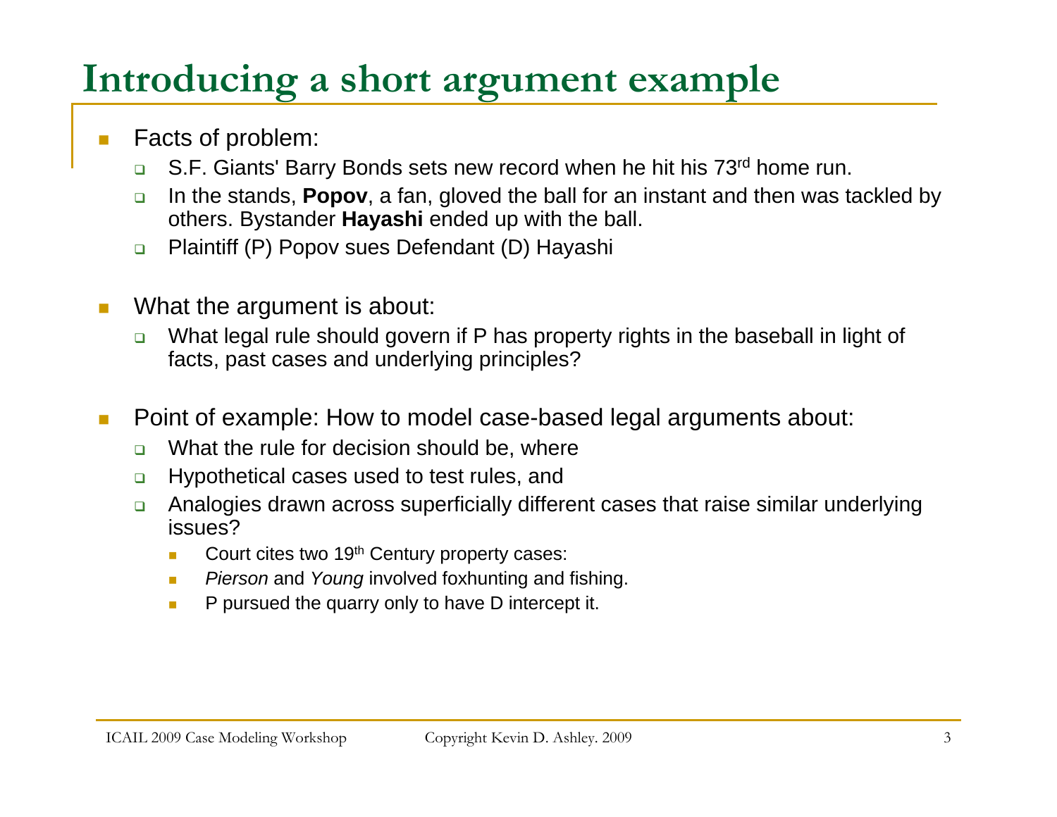# Introducing a short argument example

- Facts of problem:
  - S.F. Giants' Barry Bonds sets new record when he hit his 73rd home run.
  - In the stands, **Popov**, a fan, gloved the ball for an instant and then was tackled by others. Bystander **Hayashi** ended up with the ball.
  - Plaintiff (P) Popov sues Defendant (D) Hayashi

- What the argument is about:
  - What legal rule should govern if P has property rights in the baseball in light of facts, past cases and underlying principles?

- Point of example: How to model case-based legal arguments about:
  - What the rule for decision should be, where
  - Hypothetical cases used to test rules, and
  - Analogies drawn across superficially different cases that raise similar underlying issues?
    - Court cites two 19th Century property cases:
    - *Pierson* and *Young* involved foxhunting and fishing.
    - P pursued the quarry only to have D intercept it.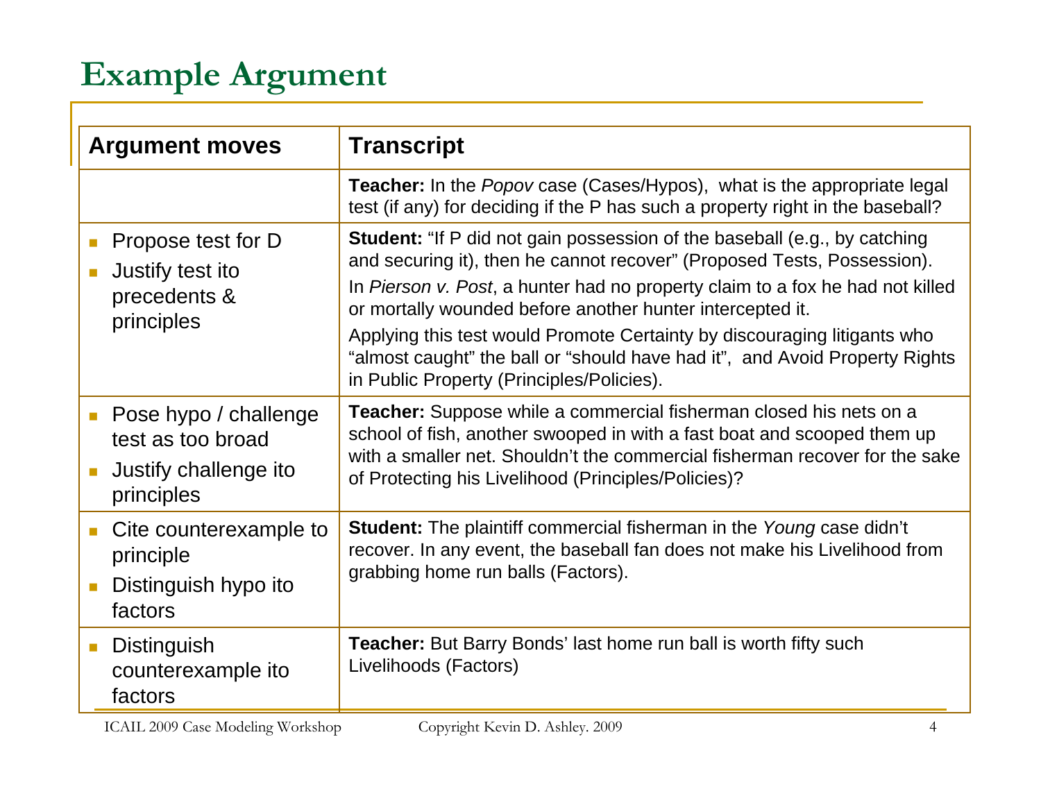# Example Argument

| Argument moves | Transcript |
| --- | --- |
| | **Teacher:** In the *Popov* case (Cases/Hypos), what is the appropriate legal test (if any) for deciding if the P has such a property right in the baseball? |
| ▪ Propose test for D<br>▪ Justify test ito precedents & principles | **Student:** "If P did not gain possession of the baseball (e.g., by catching and securing it), then he cannot recover" (Proposed Tests, Possession).<br>In *Pierson v. Post*, a hunter had no property claim to a fox he had not killed or mortally wounded before another hunter intercepted it.<br>Applying this test would Promote Certainty by discouraging litigants who "almost caught" the ball or "should have had it", and Avoid Property Rights in Public Property (Principles/Policies). |
| ▪ Pose hypo / challenge test as too broad<br>▪ Justify challenge ito principles | **Teacher:** Suppose while a commercial fisherman closed his nets on a school of fish, another swooped in with a fast boat and scooped them up with a smaller net. Shouldn't the commercial fisherman recover for the sake of Protecting his Livelihood (Principles/Policies)? |
| ▪ Cite counterexample to principle<br>▪ Distinguish hypo ito factors | **Student:** The plaintiff commercial fisherman in the *Young* case didn't recover. In any event, the baseball fan does not make his Livelihood from grabbing home run balls (Factors). |
| ▪ Distinguish counterexample ito factors | **Teacher:** But Barry Bonds' last home run ball is worth fifty such Livelihoods (Factors) |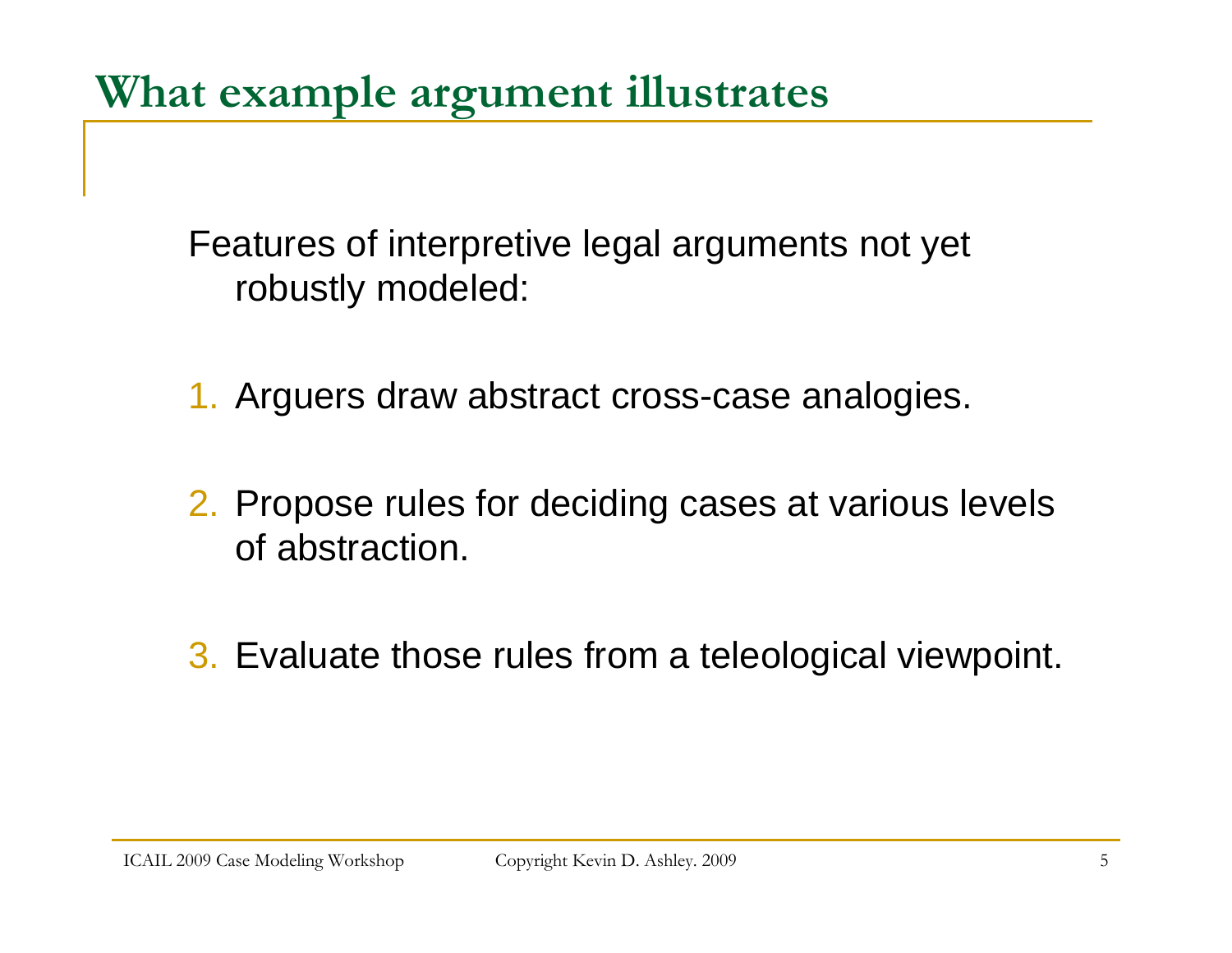# What example argument illustrates

Features of interpretive legal arguments not yet robustly modeled:

1. Arguers draw abstract cross-case analogies.
2. Propose rules for deciding cases at various levels of abstraction.
3. Evaluate those rules from a teleological viewpoint.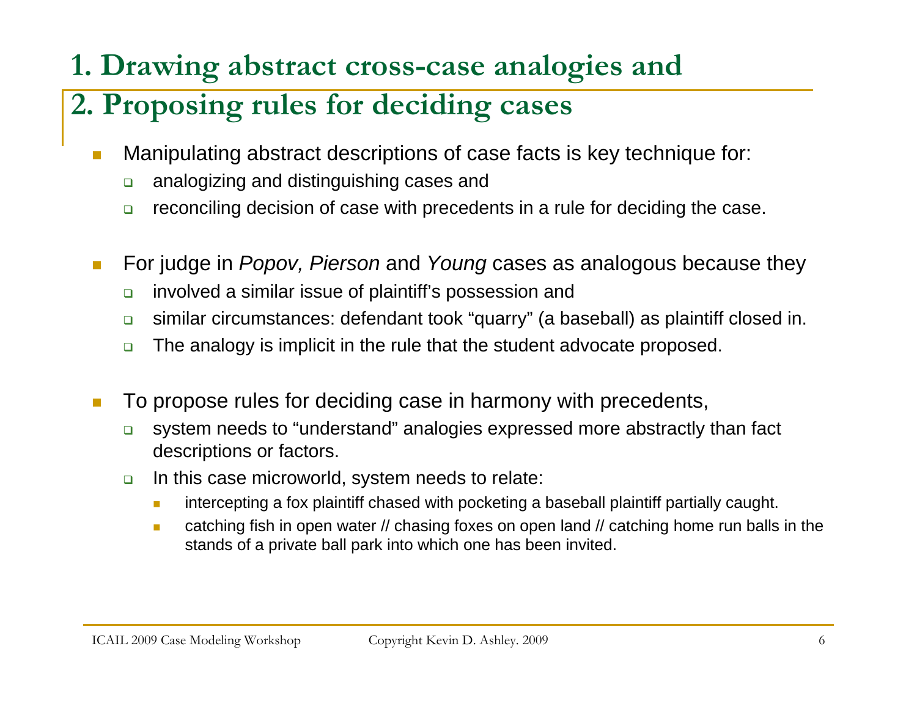# 1. Drawing abstract cross-case analogies and
# 2. Proposing rules for deciding cases

- Manipulating abstract descriptions of case facts is key technique for:
  - analogizing and distinguishing cases and
  - reconciling decision of case with precedents in a rule for deciding the case.

- For judge in *Popov, Pierson* and *Young* cases as analogous because they
  - involved a similar issue of plaintiff's possession and
  - similar circumstances: defendant took "quarry" (a baseball) as plaintiff closed in.
  - The analogy is implicit in the rule that the student advocate proposed.

- To propose rules for deciding case in harmony with precedents,
  - system needs to "understand" analogies expressed more abstractly than fact descriptions or factors.
  - In this case microworld, system needs to relate:
    - intercepting a fox plaintiff chased with pocketing a baseball plaintiff partially caught.
    - catching fish in open water // chasing foxes on open land // catching home run balls in the stands of a private ball park into which one has been invited.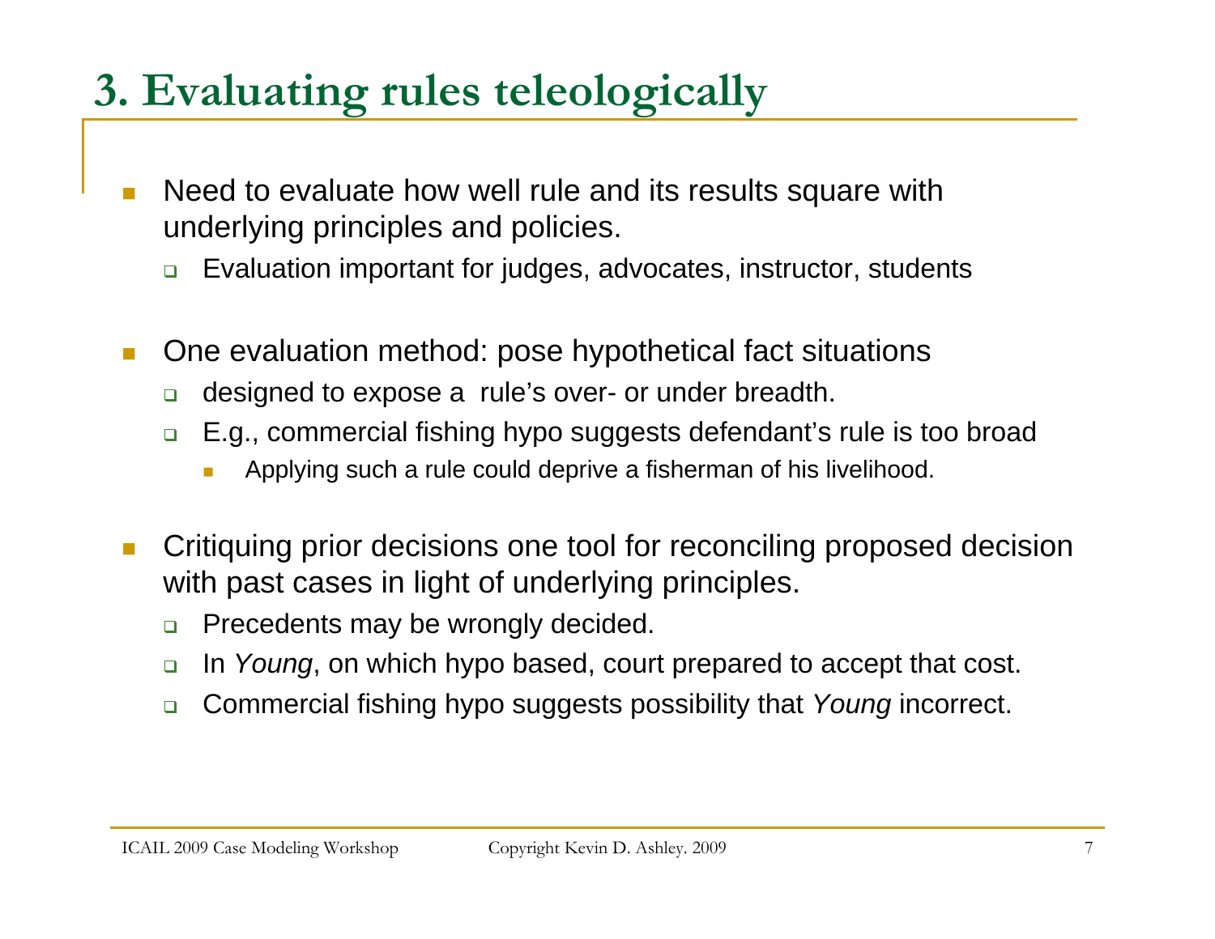# 3. Evaluating rules teleologically

- Need to evaluate how well rule and its results square with underlying principles and policies.
  - Evaluation important for judges, advocates, instructor, students

- One evaluation method: pose hypothetical fact situations
  - designed to expose a rule's over- or under breadth.
  - E.g., commercial fishing hypo suggests defendant's rule is too broad
    - Applying such a rule could deprive a fisherman of his livelihood.

- Critiquing prior decisions one tool for reconciling proposed decision with past cases in light of underlying principles.
  - Precedents may be wrongly decided.
  - In *Young*, on which hypo based, court prepared to accept that cost.
  - Commercial fishing hypo suggests possibility that *Young* incorrect.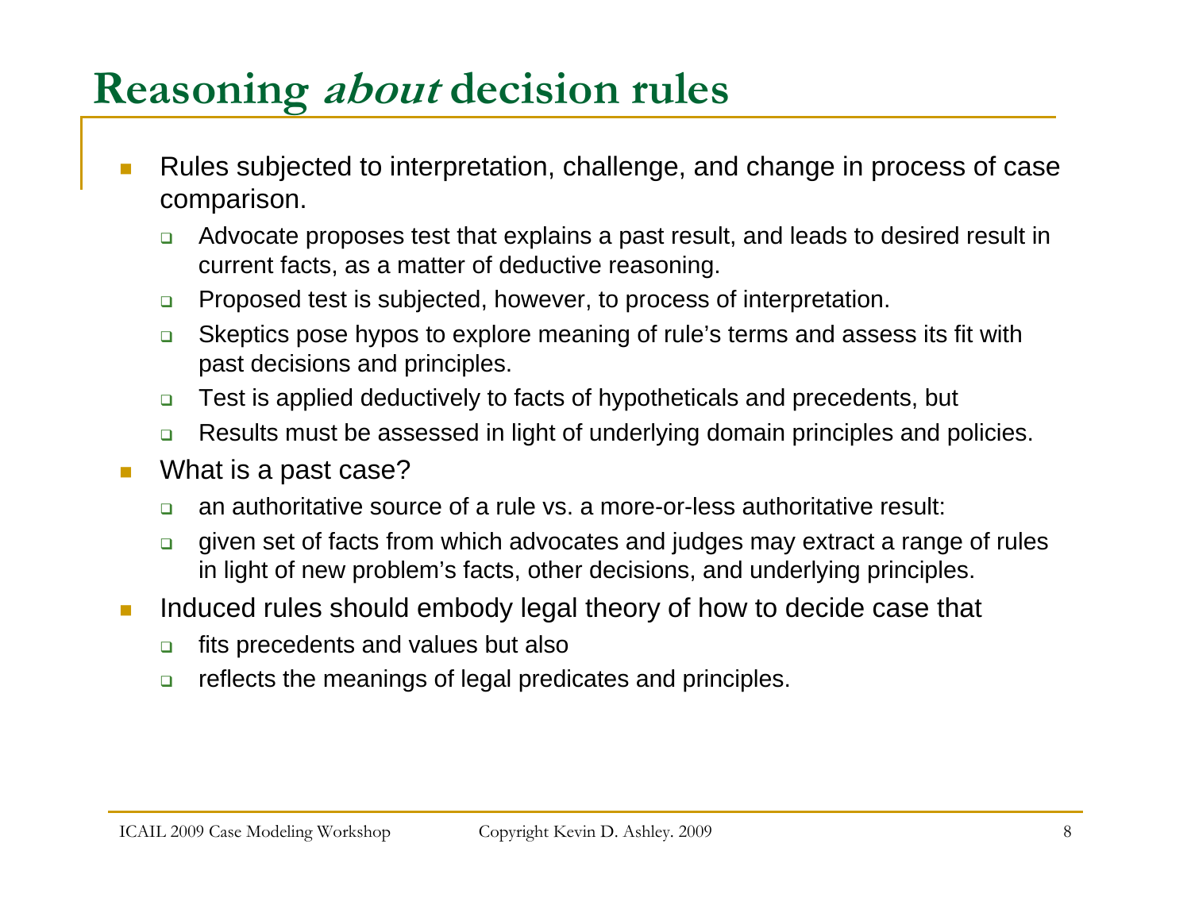# Reasoning *about* decision rules

- Rules subjected to interpretation, challenge, and change in process of case comparison.
  - Advocate proposes test that explains a past result, and leads to desired result in current facts, as a matter of deductive reasoning.
  - Proposed test is subjected, however, to process of interpretation.
  - Skeptics pose hypos to explore meaning of rule's terms and assess its fit with past decisions and principles.
  - Test is applied deductively to facts of hypotheticals and precedents, but
  - Results must be assessed in light of underlying domain principles and policies.
- What is a past case?
  - an authoritative source of a rule vs. a more-or-less authoritative result:
  - given set of facts from which advocates and judges may extract a range of rules in light of new problem's facts, other decisions, and underlying principles.
- Induced rules should embody legal theory of how to decide case that
  - fits precedents and values but also
  - reflects the meanings of legal predicates and principles.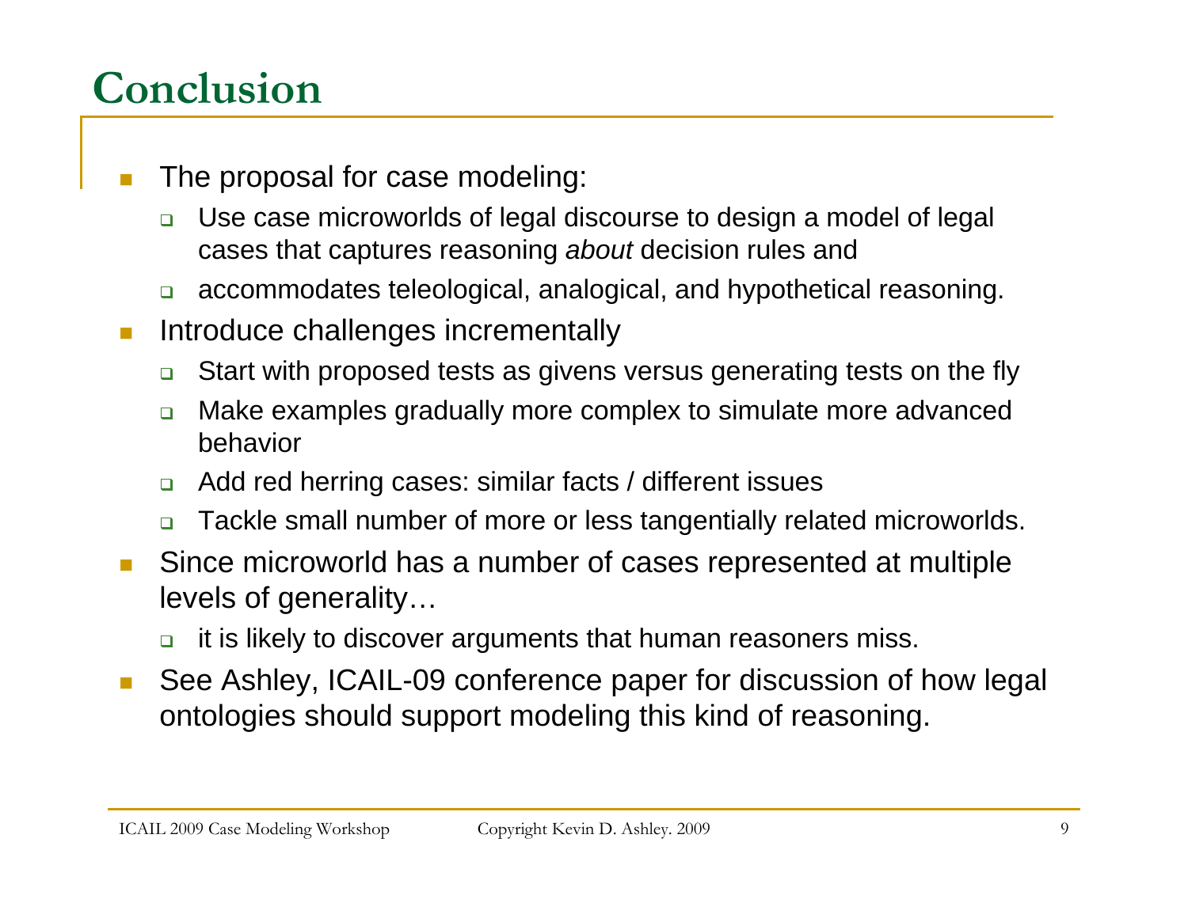# Conclusion

- The proposal for case modeling:
  - Use case microworlds of legal discourse to design a model of legal cases that captures reasoning *about* decision rules and
  - accommodates teleological, analogical, and hypothetical reasoning.
- Introduce challenges incrementally
  - Start with proposed tests as givens versus generating tests on the fly
  - Make examples gradually more complex to simulate more advanced behavior
  - Add red herring cases: similar facts / different issues
  - Tackle small number of more or less tangentially related microworlds.
- Since microworld has a number of cases represented at multiple levels of generality…
  - it is likely to discover arguments that human reasoners miss.
- See Ashley, ICAIL-09 conference paper for discussion of how legal ontologies should support modeling this kind of reasoning.